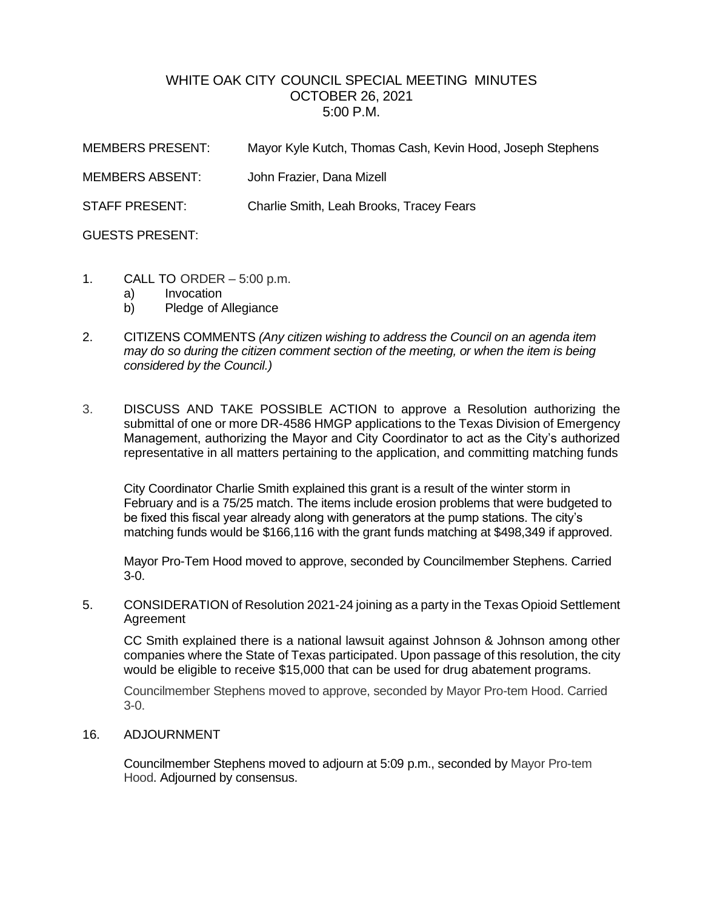# WHITE OAK CITY COUNCIL SPECIAL MEETING MINUTES
## OCTOBER 26, 2021
## 5:00 P.M.

MEMBERS PRESENT: Mayor Kyle Kutch, Thomas Cash, Kevin Hood, Joseph Stephens

MEMBERS ABSENT: John Frazier, Dana Mizell

STAFF PRESENT: Charlie Smith, Leah Brooks, Tracey Fears

GUESTS PRESENT:

1. CALL TO ORDER – 5:00 p.m.
   a) Invocation
   b) Pledge of Allegiance

2. CITIZENS COMMENTS *(Any citizen wishing to address the Council on an agenda item may do so during the citizen comment section of the meeting, or when the item is being considered by the Council.)*

3. DISCUSS AND TAKE POSSIBLE ACTION to approve a Resolution authorizing the submittal of one or more DR-4586 HMGP applications to the Texas Division of Emergency Management, authorizing the Mayor and City Coordinator to act as the City's authorized representative in all matters pertaining to the application, and committing matching funds

   City Coordinator Charlie Smith explained this grant is a result of the winter storm in February and is a 75/25 match. The items include erosion problems that were budgeted to be fixed this fiscal year already along with generators at the pump stations. The city's matching funds would be $166,116 with the grant funds matching at $498,349 if approved.

   Mayor Pro-Tem Hood moved to approve, seconded by Councilmember Stephens. Carried 3-0.

5. CONSIDERATION of Resolution 2021-24 joining as a party in the Texas Opioid Settlement Agreement

   CC Smith explained there is a national lawsuit against Johnson & Johnson among other companies where the State of Texas participated. Upon passage of this resolution, the city would be eligible to receive $15,000 that can be used for drug abatement programs.

   Councilmember Stephens moved to approve, seconded by Mayor Pro-tem Hood. Carried 3-0.

16. ADJOURNMENT

   Councilmember Stephens moved to adjourn at 5:09 p.m., seconded by Mayor Pro-tem Hood. Adjourned by consensus.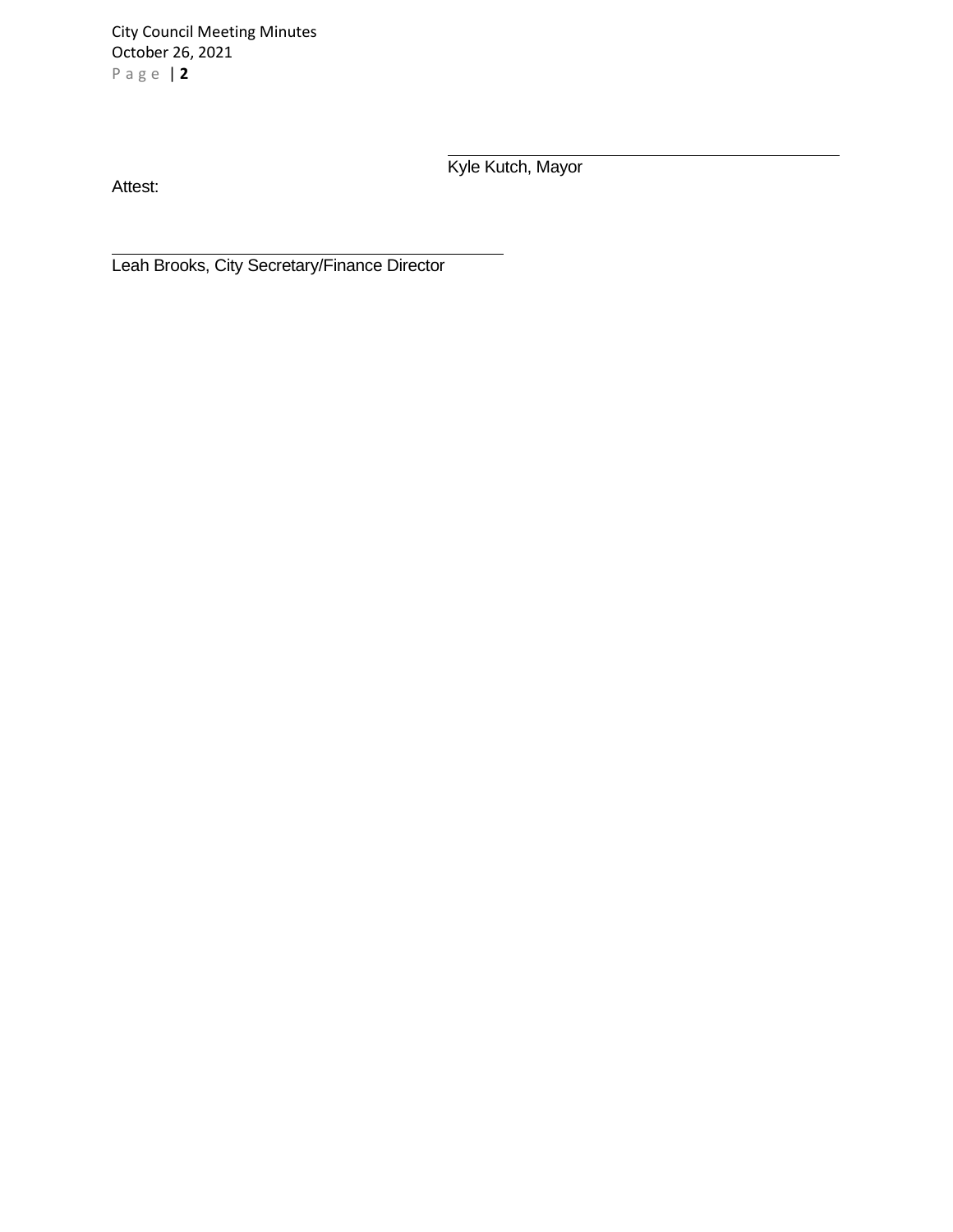Kyle Kutch, Mayor

Attest:

Leah Brooks, City Secretary/Finance Director